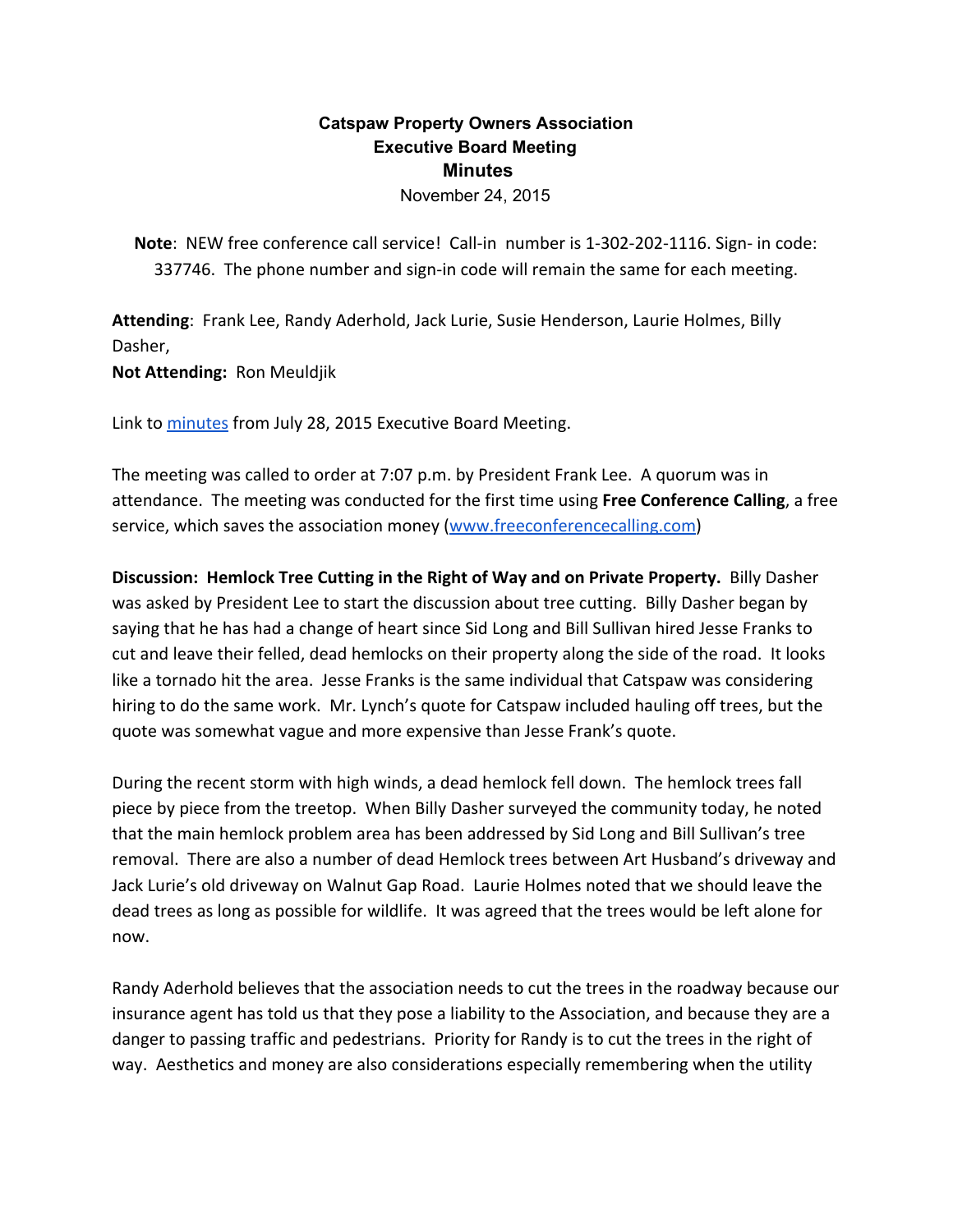# Catspaw Property Owners Association
## Executive Board Meeting
## Minutes

November 24, 2015

**Note**: NEW free conference call service! Call-in number is 1-302-202-1116. Sign- in code: 337746. The phone number and sign-in code will remain the same for each meeting.

**Attending**: Frank Lee, Randy Aderhold, Jack Lurie, Susie Henderson, Laurie Holmes, Billy Dasher,
**Not Attending:** Ron Meuldjik

Link to [minutes](minutes) from July 28, 2015 Executive Board Meeting.

The meeting was called to order at 7:07 p.m. by President Frank Lee. A quorum was in attendance. The meeting was conducted for the first time using **Free Conference Calling**, a free service, which saves the association money ([www.freeconferencecalling.com](www.freeconferencecalling.com))

**Discussion: Hemlock Tree Cutting in the Right of Way and on Private Property.** Billy Dasher was asked by President Lee to start the discussion about tree cutting. Billy Dasher began by saying that he has had a change of heart since Sid Long and Bill Sullivan hired Jesse Franks to cut and leave their felled, dead hemlocks on their property along the side of the road. It looks like a tornado hit the area. Jesse Franks is the same individual that Catspaw was considering hiring to do the same work. Mr. Lynch's quote for Catspaw included hauling off trees, but the quote was somewhat vague and more expensive than Jesse Frank's quote.

During the recent storm with high winds, a dead hemlock fell down. The hemlock trees fall piece by piece from the treetop. When Billy Dasher surveyed the community today, he noted that the main hemlock problem area has been addressed by Sid Long and Bill Sullivan's tree removal. There are also a number of dead Hemlock trees between Art Husband's driveway and Jack Lurie's old driveway on Walnut Gap Road. Laurie Holmes noted that we should leave the dead trees as long as possible for wildlife. It was agreed that the trees would be left alone for now.

Randy Aderhold believes that the association needs to cut the trees in the roadway because our insurance agent has told us that they pose a liability to the Association, and because they are a danger to passing traffic and pedestrians. Priority for Randy is to cut the trees in the right of way. Aesthetics and money are also considerations especially remembering when the utility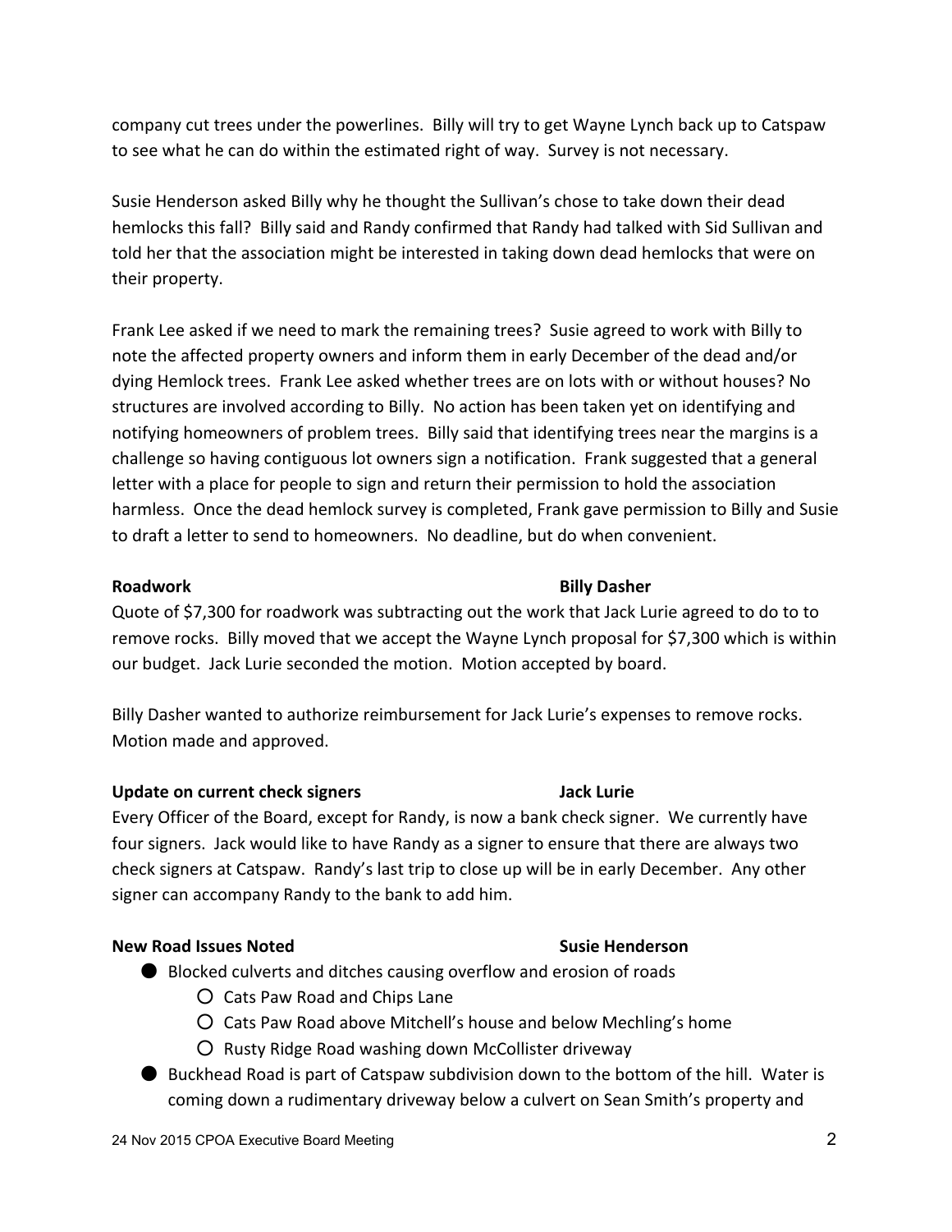company cut trees under the powerlines. Billy will try to get Wayne Lynch back up to Catspaw to see what he can do within the estimated right of way. Survey is not necessary.

Susie Henderson asked Billy why he thought the Sullivan's chose to take down their dead hemlocks this fall? Billy said and Randy confirmed that Randy had talked with Sid Sullivan and told her that the association might be interested in taking down dead hemlocks that were on their property.

Frank Lee asked if we need to mark the remaining trees? Susie agreed to work with Billy to note the affected property owners and inform them in early December of the dead and/or dying Hemlock trees. Frank Lee asked whether trees are on lots with or without houses? No structures are involved according to Billy. No action has been taken yet on identifying and notifying homeowners of problem trees. Billy said that identifying trees near the margins is a challenge so having contiguous lot owners sign a notification. Frank suggested that a general letter with a place for people to sign and return their permission to hold the association harmless. Once the dead hemlock survey is completed, Frank gave permission to Billy and Susie to draft a letter to send to homeowners. No deadline, but do when convenient.

**Roadwork** **Billy Dasher**

Quote of $7,300 for roadwork was subtracting out the work that Jack Lurie agreed to do to to remove rocks. Billy moved that we accept the Wayne Lynch proposal for $7,300 which is within our budget. Jack Lurie seconded the motion. Motion accepted by board.

Billy Dasher wanted to authorize reimbursement for Jack Lurie's expenses to remove rocks. Motion made and approved.

**Update on current check signers** **Jack Lurie**

Every Officer of the Board, except for Randy, is now a bank check signer. We currently have four signers. Jack would like to have Randy as a signer to ensure that there are always two check signers at Catspaw. Randy's last trip to close up will be in early December. Any other signer can accompany Randy to the bank to add him.

**New Road Issues Noted** **Susie Henderson**

- Blocked culverts and ditches causing overflow and erosion of roads
  - Cats Paw Road and Chips Lane
  - Cats Paw Road above Mitchell's house and below Mechling's home
  - Rusty Ridge Road washing down McCollister driveway
- Buckhead Road is part of Catspaw subdivision down to the bottom of the hill. Water is coming down a rudimentary driveway below a culvert on Sean Smith's property and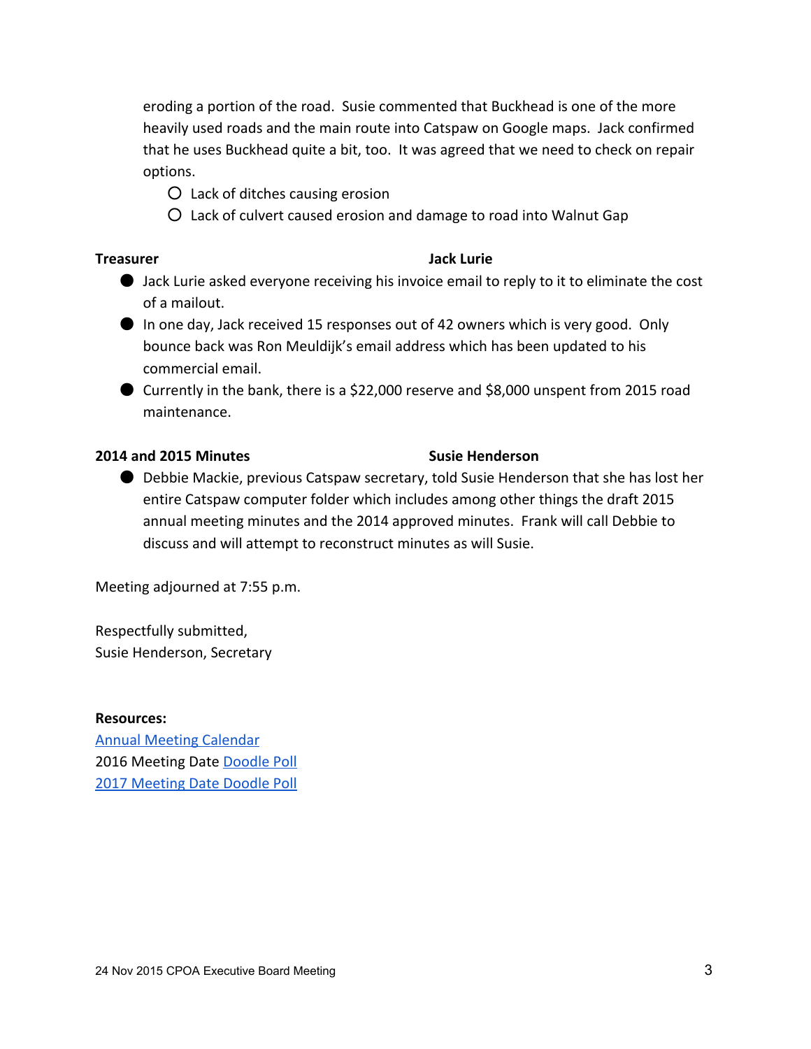eroding a portion of the road. Susie commented that Buckhead is one of the more heavily used roads and the main route into Catspaw on Google maps. Jack confirmed that he uses Buckhead quite a bit, too. It was agreed that we need to check on repair options.

- Lack of ditches causing erosion
- Lack of culvert caused erosion and damage to road into Walnut Gap

**Treasurer** **Jack Lurie**

- Jack Lurie asked everyone receiving his invoice email to reply to it to eliminate the cost of a mailout.
- In one day, Jack received 15 responses out of 42 owners which is very good. Only bounce back was Ron Meuldijk's email address which has been updated to his commercial email.
- Currently in the bank, there is a $22,000 reserve and $8,000 unspent from 2015 road maintenance.

**2014 and 2015 Minutes** **Susie Henderson**

- Debbie Mackie, previous Catspaw secretary, told Susie Henderson that she has lost her entire Catspaw computer folder which includes among other things the draft 2015 annual meeting minutes and the 2014 approved minutes. Frank will call Debbie to discuss and will attempt to reconstruct minutes as will Susie.

Meeting adjourned at 7:55 p.m.

Respectfully submitted,
Susie Henderson, Secretary

**Resources:**
Annual Meeting Calendar
2016 Meeting Date Doodle Poll
2017 Meeting Date Doodle Poll